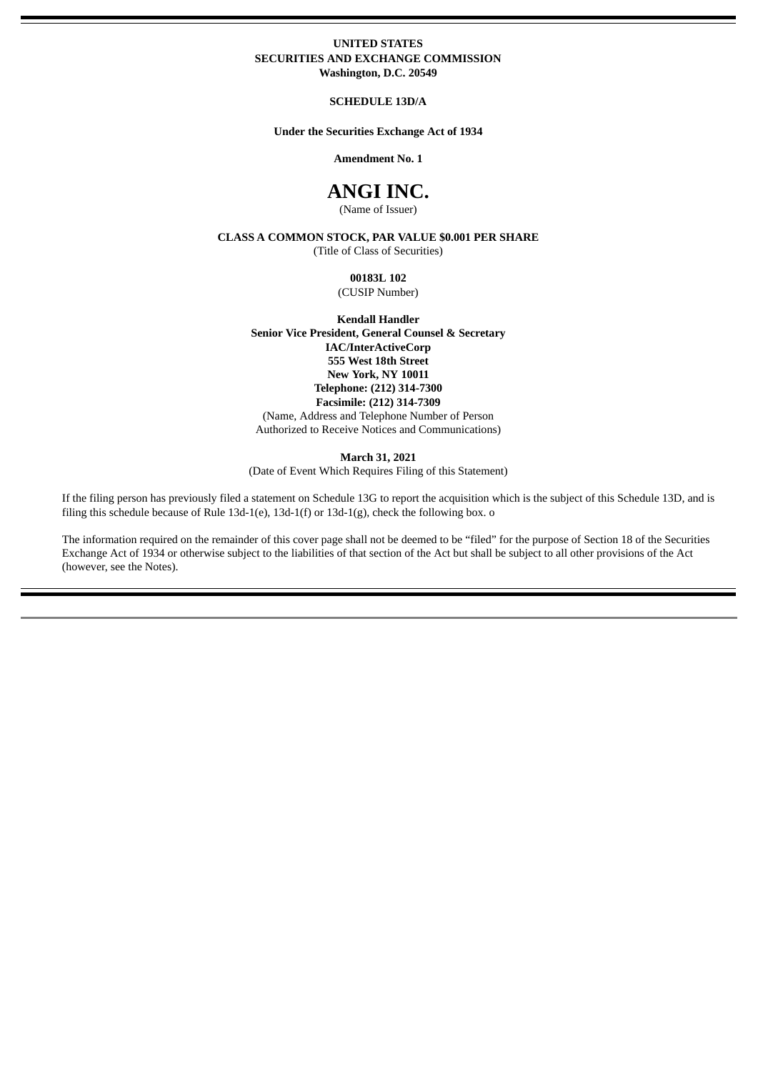**UNITED STATES**
**SECURITIES AND EXCHANGE COMMISSION**
**Washington, D.C. 20549**

**SCHEDULE 13D/A**

**Under the Securities Exchange Act of 1934**

**Amendment No. 1**

# ANGI INC.

(Name of Issuer)

**CLASS A COMMON STOCK, PAR VALUE $0.001 PER SHARE**

(Title of Class of Securities)

**00183L 102**

(CUSIP Number)

**Kendall Handler**
**Senior Vice President, General Counsel & Secretary**
**IAC/InterActiveCorp**
**555 West 18th Street**
**New York, NY 10011**
**Telephone: (212) 314-7300**
**Facsimile: (212) 314-7309**

(Name, Address and Telephone Number of Person Authorized to Receive Notices and Communications)

**March 31, 2021**

(Date of Event Which Requires Filing of this Statement)

If the filing person has previously filed a statement on Schedule 13G to report the acquisition which is the subject of this Schedule 13D, and is filing this schedule because of Rule 13d-1(e), 13d-1(f) or 13d-1(g), check the following box. o

The information required on the remainder of this cover page shall not be deemed to be "filed" for the purpose of Section 18 of the Securities Exchange Act of 1934 or otherwise subject to the liabilities of that section of the Act but shall be subject to all other provisions of the Act (however, see the Notes).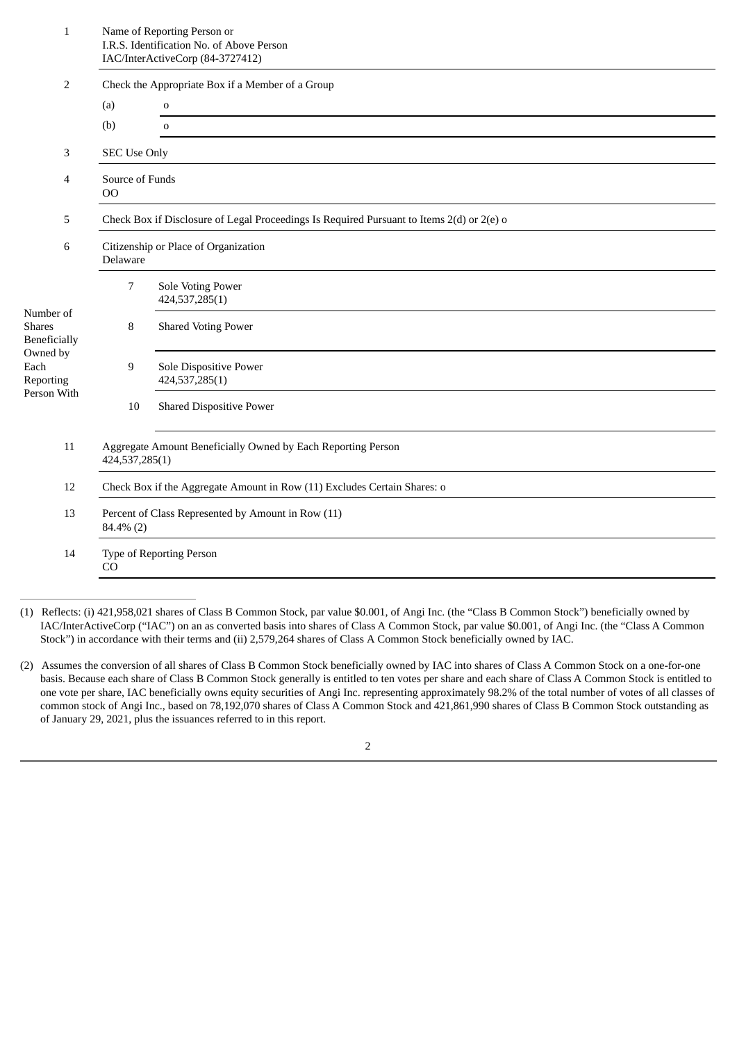| | | | |
|---|---|---|---|
| 1 | Name of Reporting Person or<br>I.R.S. Identification No. of Above Person<br>IAC/InterActiveCorp (84-3727412) | | |
| 2 | Check the Appropriate Box if a Member of a Group | | |
| | (a) | o | |
| | (b) | o | |
| 3 | SEC Use Only | | |
| 4 | Source of Funds<br>OO | | |
| 5 | Check Box if Disclosure of Legal Proceedings Is Required Pursuant to Items 2(d) or 2(e) o | | |
| 6 | Citizenship or Place of Organization<br>Delaware | | |
| Number of Shares Beneficially Owned by Each Reporting Person With | 7 | Sole Voting Power<br>424,537,285(1) | |
| | 8 | Shared Voting Power | |
| | 9 | Sole Dispositive Power<br>424,537,285(1) | |
| | 10 | Shared Dispositive Power | |
| 11 | Aggregate Amount Beneficially Owned by Each Reporting Person<br>424,537,285(1) | | |
| 12 | Check Box if the Aggregate Amount in Row (11) Excludes Certain Shares: o | | |
| 13 | Percent of Class Represented by Amount in Row (11)<br>84.4% (2) | | |
| 14 | Type of Reporting Person<br>CO | | |

(1) Reflects: (i) 421,958,021 shares of Class B Common Stock, par value $0.001, of Angi Inc. (the "Class B Common Stock") beneficially owned by IAC/InterActiveCorp ("IAC") on an as converted basis into shares of Class A Common Stock, par value $0.001, of Angi Inc. (the "Class A Common Stock") in accordance with their terms and (ii) 2,579,264 shares of Class A Common Stock beneficially owned by IAC.

(2) Assumes the conversion of all shares of Class B Common Stock beneficially owned by IAC into shares of Class A Common Stock on a one-for-one basis. Because each share of Class B Common Stock generally is entitled to ten votes per share and each share of Class A Common Stock is entitled to one vote per share, IAC beneficially owns equity securities of Angi Inc. representing approximately 98.2% of the total number of votes of all classes of common stock of Angi Inc., based on 78,192,070 shares of Class A Common Stock and 421,861,990 shares of Class B Common Stock outstanding as of January 29, 2021, plus the issuances referred to in this report.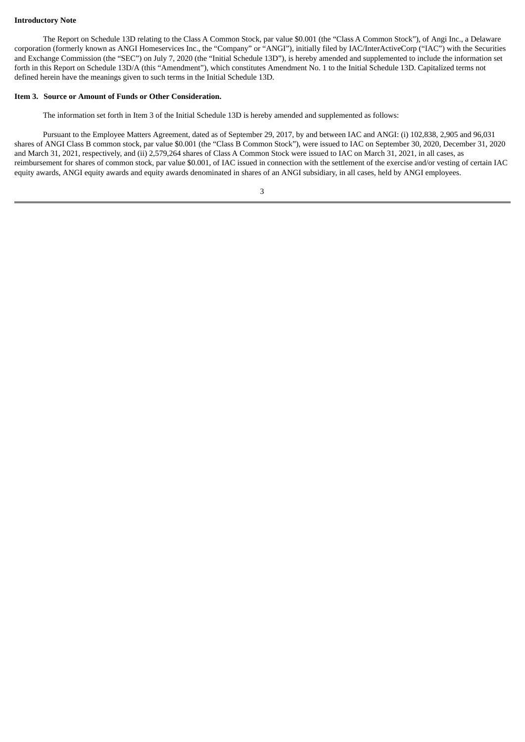**Introductory Note**

The Report on Schedule 13D relating to the Class A Common Stock, par value $0.001 (the "Class A Common Stock"), of Angi Inc., a Delaware corporation (formerly known as ANGI Homeservices Inc., the "Company" or "ANGI"), initially filed by IAC/InterActiveCorp ("IAC") with the Securities and Exchange Commission (the "SEC") on July 7, 2020 (the "Initial Schedule 13D"), is hereby amended and supplemented to include the information set forth in this Report on Schedule 13D/A (this "Amendment"), which constitutes Amendment No. 1 to the Initial Schedule 13D. Capitalized terms not defined herein have the meanings given to such terms in the Initial Schedule 13D.

**Item 3. Source or Amount of Funds or Other Consideration.**

The information set forth in Item 3 of the Initial Schedule 13D is hereby amended and supplemented as follows:

Pursuant to the Employee Matters Agreement, dated as of September 29, 2017, by and between IAC and ANGI: (i) 102,838, 2,905 and 96,031 shares of ANGI Class B common stock, par value $0.001 (the "Class B Common Stock"), were issued to IAC on September 30, 2020, December 31, 2020 and March 31, 2021, respectively, and (ii) 2,579,264 shares of Class A Common Stock were issued to IAC on March 31, 2021, in all cases, as reimbursement for shares of common stock, par value $0.001, of IAC issued in connection with the settlement of the exercise and/or vesting of certain IAC equity awards, ANGI equity awards and equity awards denominated in shares of an ANGI subsidiary, in all cases, held by ANGI employees.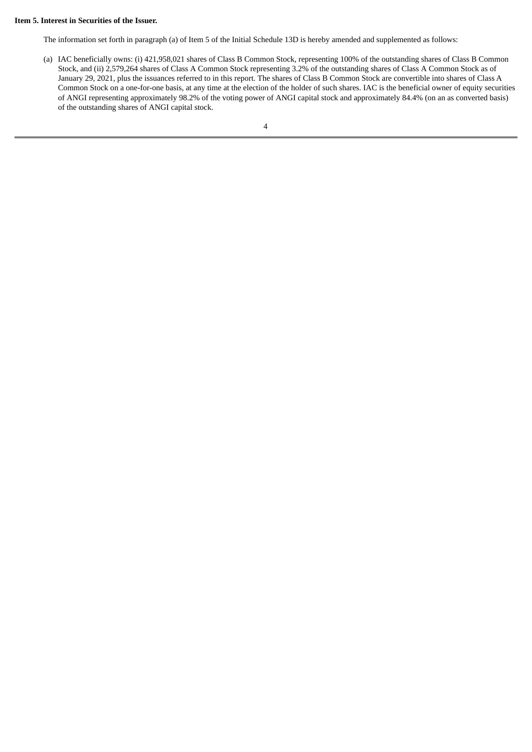**Item 5. Interest in Securities of the Issuer.**

The information set forth in paragraph (a) of Item 5 of the Initial Schedule 13D is hereby amended and supplemented as follows:

(a) IAC beneficially owns: (i) 421,958,021 shares of Class B Common Stock, representing 100% of the outstanding shares of Class B Common Stock, and (ii) 2,579,264 shares of Class A Common Stock representing 3.2% of the outstanding shares of Class A Common Stock as of January 29, 2021, plus the issuances referred to in this report. The shares of Class B Common Stock are convertible into shares of Class A Common Stock on a one-for-one basis, at any time at the election of the holder of such shares. IAC is the beneficial owner of equity securities of ANGI representing approximately 98.2% of the voting power of ANGI capital stock and approximately 84.4% (on an as converted basis) of the outstanding shares of ANGI capital stock.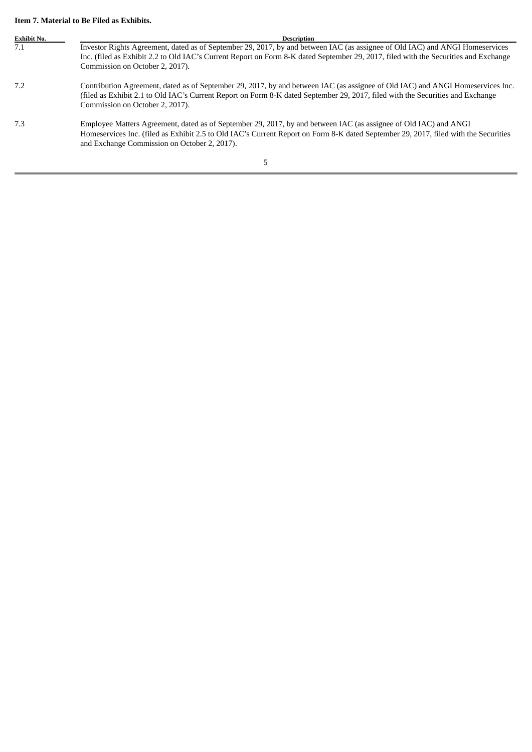**Item 7. Material to Be Filed as Exhibits.**

| Exhibit No. | Description |
| --- | --- |
| 7.1 | Investor Rights Agreement, dated as of September 29, 2017, by and between IAC (as assignee of Old IAC) and ANGI Homeservices Inc. (filed as Exhibit 2.2 to Old IAC's Current Report on Form 8-K dated September 29, 2017, filed with the Securities and Exchange Commission on October 2, 2017). |
| 7.2 | Contribution Agreement, dated as of September 29, 2017, by and between IAC (as assignee of Old IAC) and ANGI Homeservices Inc. (filed as Exhibit 2.1 to Old IAC's Current Report on Form 8-K dated September 29, 2017, filed with the Securities and Exchange Commission on October 2, 2017). |
| 7.3 | Employee Matters Agreement, dated as of September 29, 2017, by and between IAC (as assignee of Old IAC) and ANGI Homeservices Inc. (filed as Exhibit 2.5 to Old IAC's Current Report on Form 8-K dated September 29, 2017, filed with the Securities and Exchange Commission on October 2, 2017). |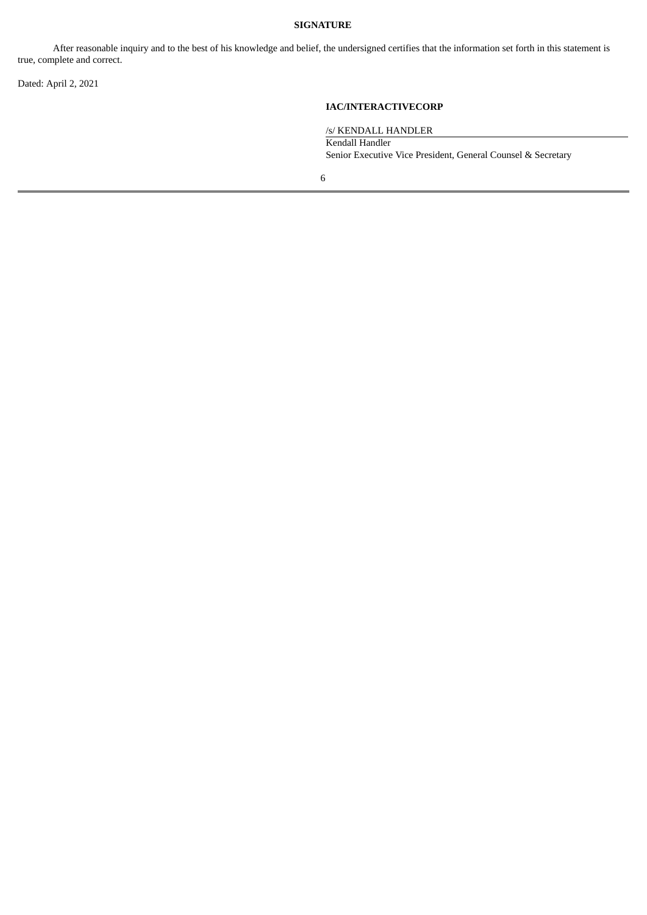**SIGNATURE**

After reasonable inquiry and to the best of his knowledge and belief, the undersigned certifies that the information set forth in this statement is true, complete and correct.

Dated: April 2, 2021

**IAC/INTERACTIVECORP**

/s/ KENDALL HANDLER

Kendall Handler

Senior Executive Vice President, General Counsel & Secretary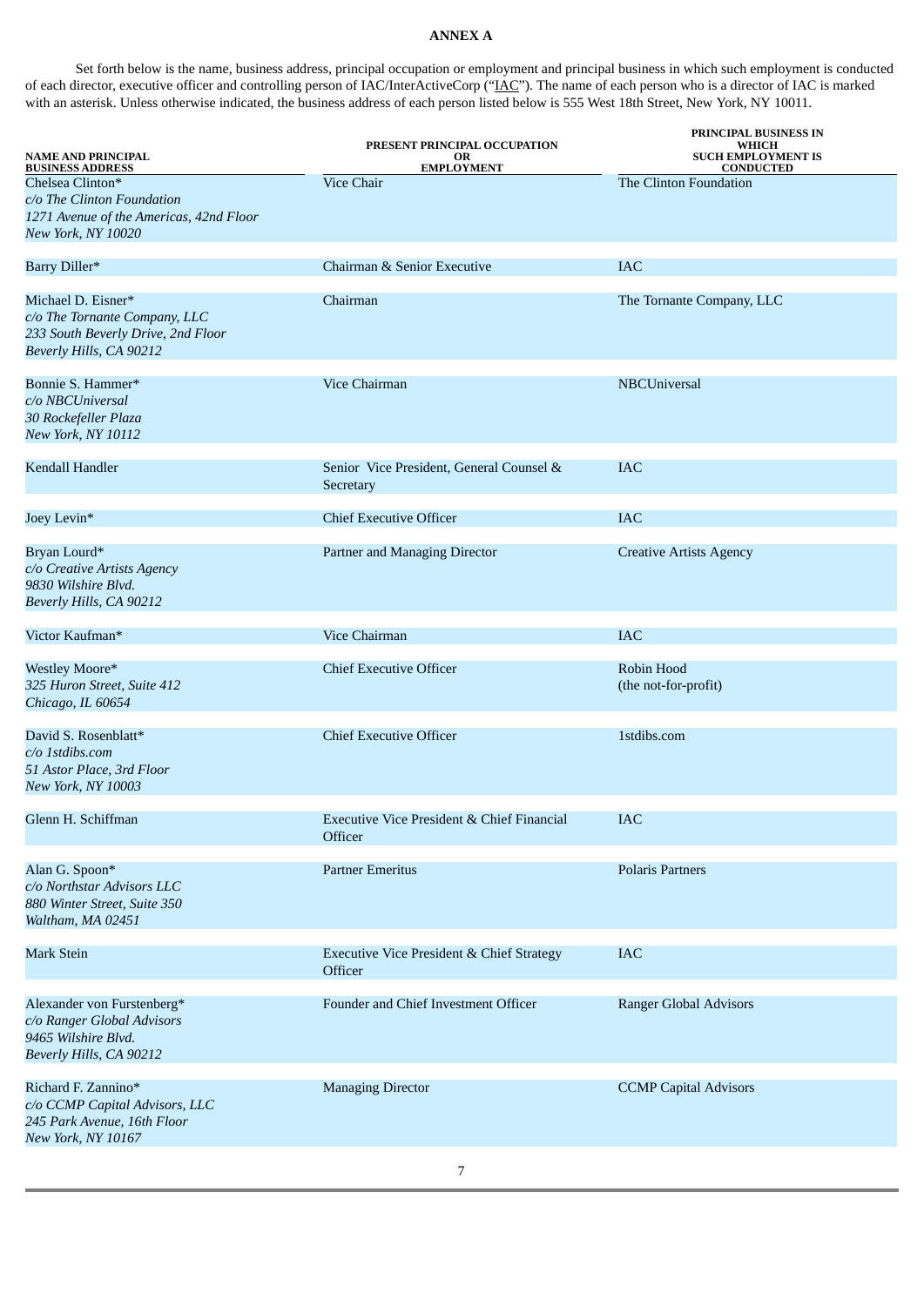**ANNEX A**

Set forth below is the name, business address, principal occupation or employment and principal business in which such employment is conducted of each director, executive officer and controlling person of IAC/InterActiveCorp ("IAC"). The name of each person who is a director of IAC is marked with an asterisk. Unless otherwise indicated, the business address of each person listed below is 555 West 18th Street, New York, NY 10011.

| NAME AND PRINCIPAL BUSINESS ADDRESS | PRESENT PRINCIPAL OCCUPATION OR EMPLOYMENT | PRINCIPAL BUSINESS IN WHICH SUCH EMPLOYMENT IS CONDUCTED |
|---|---|---|
| Chelsea Clinton*<br>*c/o The Clinton Foundation*<br>*1271 Avenue of the Americas, 42nd Floor*<br>*New York, NY 10020* | Vice Chair | The Clinton Foundation |
| Barry Diller* | Chairman & Senior Executive | IAC |
| Michael D. Eisner*<br>*c/o The Tornante Company, LLC*<br>*233 South Beverly Drive, 2nd Floor*<br>*Beverly Hills, CA 90212* | Chairman | The Tornante Company, LLC |
| Bonnie S. Hammer*<br>*c/o NBCUniversal*<br>*30 Rockefeller Plaza*<br>*New York, NY 10112* | Vice Chairman | NBCUniversal |
| Kendall Handler | Senior Vice President, General Counsel & Secretary | IAC |
| Joey Levin* | Chief Executive Officer | IAC |
| Bryan Lourd*<br>*c/o Creative Artists Agency*<br>*9830 Wilshire Blvd.*<br>*Beverly Hills, CA 90212* | Partner and Managing Director | Creative Artists Agency |
| Victor Kaufman* | Vice Chairman | IAC |
| Westley Moore*<br>*325 Huron Street, Suite 412*<br>*Chicago, IL 60654* | Chief Executive Officer | Robin Hood<br>(the not-for-profit) |
| David S. Rosenblatt*<br>*c/o 1stdibs.com*<br>*51 Astor Place, 3rd Floor*<br>*New York, NY 10003* | Chief Executive Officer | 1stdibs.com |
| Glenn H. Schiffman | Executive Vice President & Chief Financial Officer | IAC |
| Alan G. Spoon*<br>*c/o Northstar Advisors LLC*<br>*880 Winter Street, Suite 350*<br>*Waltham, MA 02451* | Partner Emeritus | Polaris Partners |
| Mark Stein | Executive Vice President & Chief Strategy Officer | IAC |
| Alexander von Furstenberg*<br>*c/o Ranger Global Advisors*<br>*9465 Wilshire Blvd.*<br>*Beverly Hills, CA 90212* | Founder and Chief Investment Officer | Ranger Global Advisors |
| Richard F. Zannino*<br>*c/o CCMP Capital Advisors, LLC*<br>*245 Park Avenue, 16th Floor*<br>*New York, NY 10167* | Managing Director | CCMP Capital Advisors |